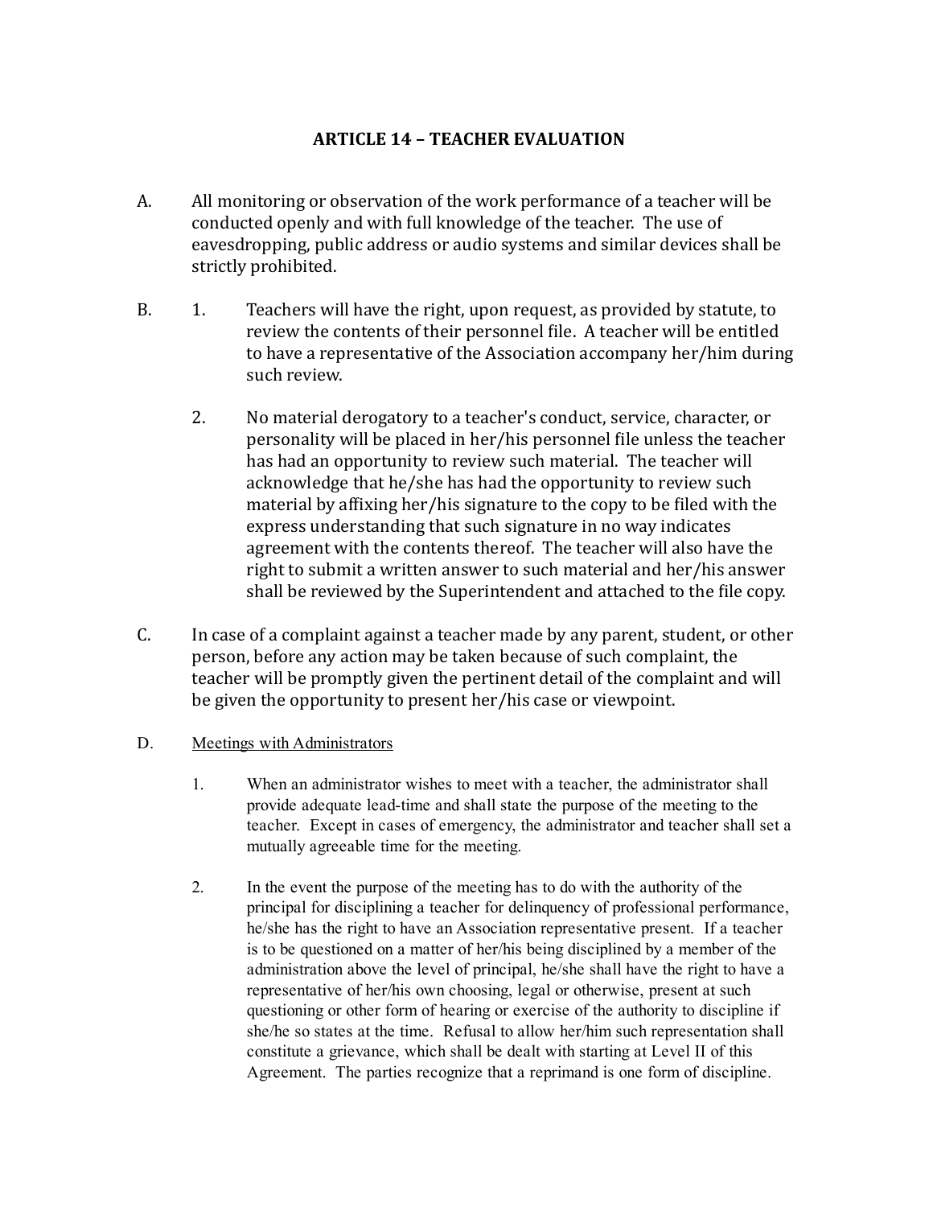# ARTICLE 14 – TEACHER EVALUATION

A. All monitoring or observation of the work performance of a teacher will be conducted openly and with full knowledge of the teacher. The use of eavesdropping, public address or audio systems and similar devices shall be strictly prohibited.

B.

1. Teachers will have the right, upon request, as provided by statute, to review the contents of their personnel file. A teacher will be entitled to have a representative of the Association accompany her/him during such review.

2. No material derogatory to a teacher's conduct, service, character, or personality will be placed in her/his personnel file unless the teacher has had an opportunity to review such material. The teacher will acknowledge that he/she has had the opportunity to review such material by affixing her/his signature to the copy to be filed with the express understanding that such signature in no way indicates agreement with the contents thereof. The teacher will also have the right to submit a written answer to such material and her/his answer shall be reviewed by the Superintendent and attached to the file copy.

C. In case of a complaint against a teacher made by any parent, student, or other person, before any action may be taken because of such complaint, the teacher will be promptly given the pertinent detail of the complaint and will be given the opportunity to present her/his case or viewpoint.

D. <u>Meetings with Administrators</u>

1. When an administrator wishes to meet with a teacher, the administrator shall provide adequate lead-time and shall state the purpose of the meeting to the teacher. Except in cases of emergency, the administrator and teacher shall set a mutually agreeable time for the meeting.

2. In the event the purpose of the meeting has to do with the authority of the principal for disciplining a teacher for delinquency of professional performance, he/she has the right to have an Association representative present. If a teacher is to be questioned on a matter of her/his being disciplined by a member of the administration above the level of principal, he/she shall have the right to have a representative of her/his own choosing, legal or otherwise, present at such questioning or other form of hearing or exercise of the authority to discipline if she/he so states at the time. Refusal to allow her/him such representation shall constitute a grievance, which shall be dealt with starting at Level II of this Agreement. The parties recognize that a reprimand is one form of discipline.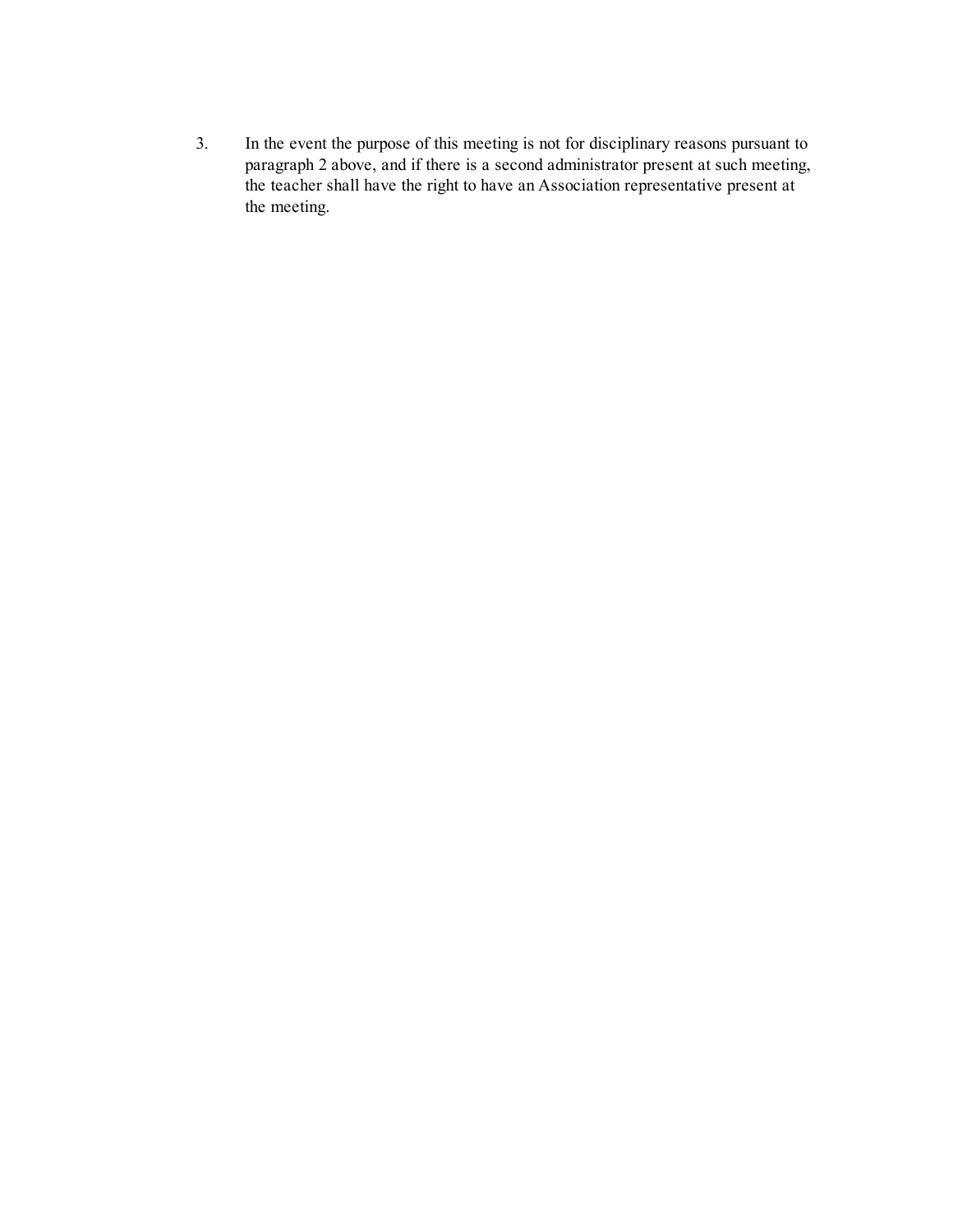3. In the event the purpose of this meeting is not for disciplinary reasons pursuant to paragraph 2 above, and if there is a second administrator present at such meeting, the teacher shall have the right to have an Association representative present at the meeting.